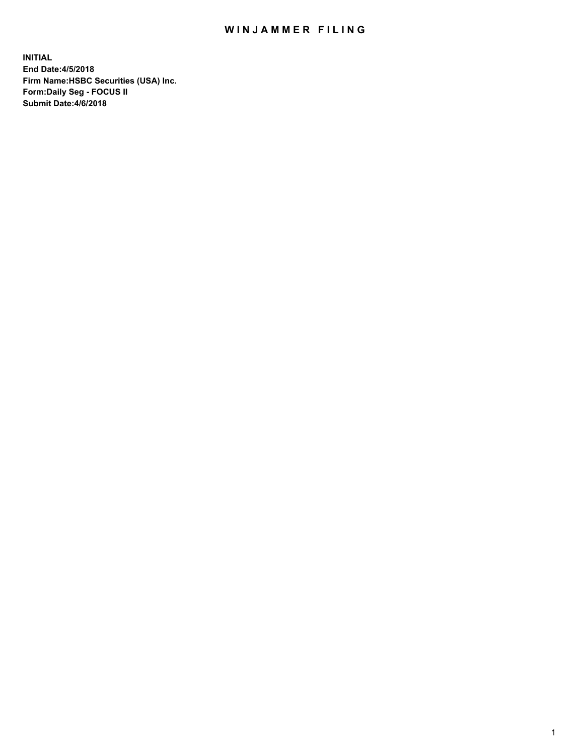# WINJAMMER FILING

**INITIAL**
**End Date:4/5/2018**
**Firm Name:HSBC Securities (USA) Inc.**
**Form:Daily Seg - FOCUS II**
**Submit Date:4/6/2018**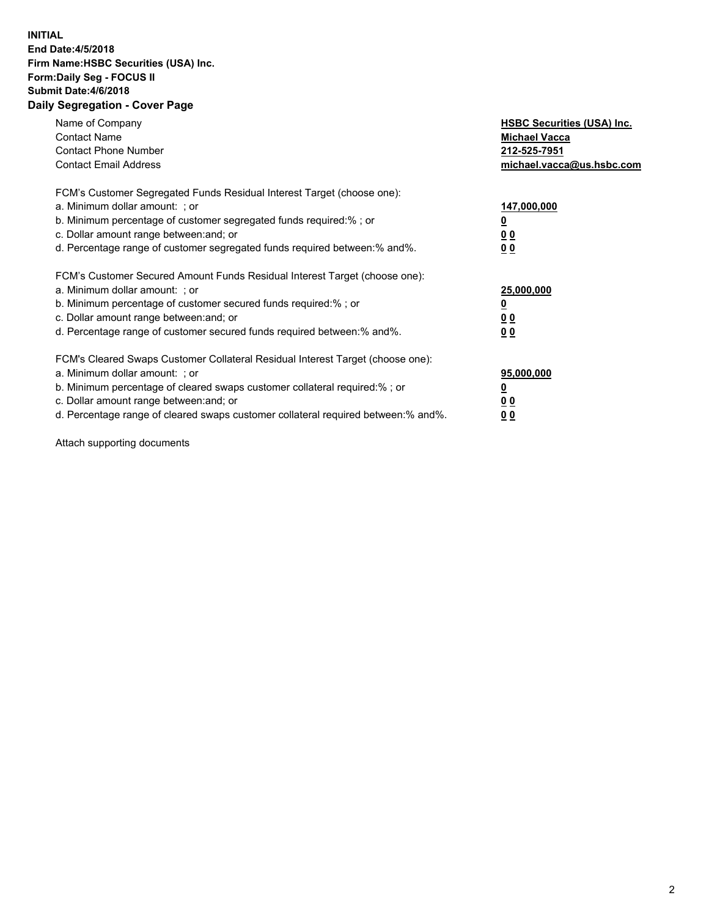**INITIAL**
**End Date:4/5/2018**
**Firm Name:HSBC Securities (USA) Inc.**
**Form:Daily Seg - FOCUS II**
**Submit Date:4/6/2018**
**Daily Segregation - Cover Page**

| | |
|---|---|
| Name of Company | **HSBC Securities (USA) Inc.** |
| Contact Name | **Michael Vacca** |
| Contact Phone Number | **212-525-7951** |
| Contact Email Address | **michael.vacca@us.hsbc.com** |

| | |
|---|---|
| FCM's Customer Segregated Funds Residual Interest Target (choose one): | |
| a. Minimum dollar amount: ; or | **147,000,000** |
| b. Minimum percentage of customer segregated funds required:% ; or | **0** |
| c. Dollar amount range between:and; or | **0 0** |
| d. Percentage range of customer segregated funds required between:% and%. | **0 0** |

| | |
|---|---|
| FCM's Customer Secured Amount Funds Residual Interest Target (choose one): | |
| a. Minimum dollar amount: ; or | **25,000,000** |
| b. Minimum percentage of customer secured funds required:% ; or | **0** |
| c. Dollar amount range between:and; or | **0 0** |
| d. Percentage range of customer secured funds required between:% and%. | **0 0** |

| | |
|---|---|
| FCM's Cleared Swaps Customer Collateral Residual Interest Target (choose one): | |
| a. Minimum dollar amount: ; or | **95,000,000** |
| b. Minimum percentage of cleared swaps customer collateral required:% ; or | **0** |
| c. Dollar amount range between:and; or | **0 0** |
| d. Percentage range of cleared swaps customer collateral required between:% and%. | **0 0** |

Attach supporting documents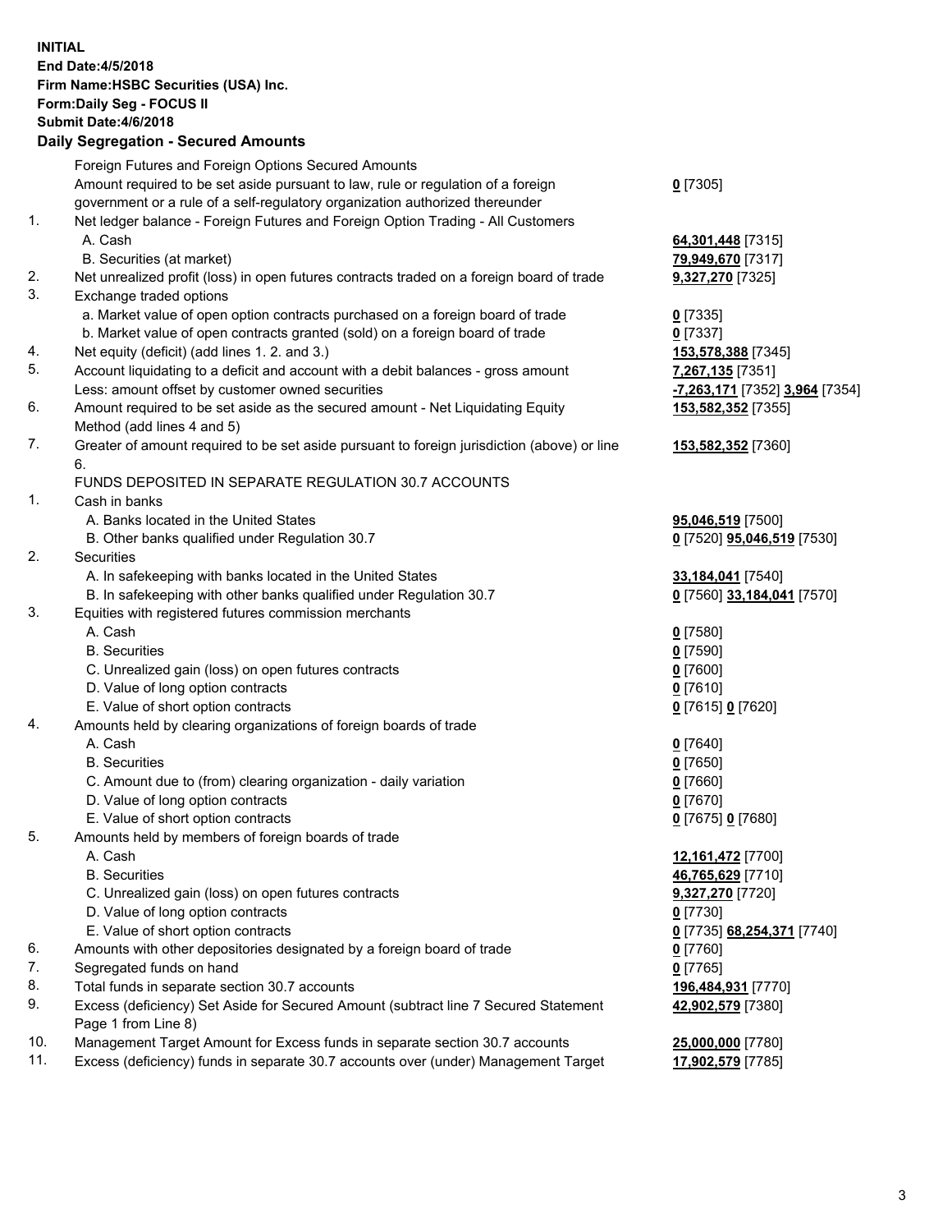**INITIAL**
**End Date:4/5/2018**
**Firm Name:HSBC Securities (USA) Inc.**
**Form:Daily Seg - FOCUS II**
**Submit Date:4/6/2018**
**Daily Segregation - Secured Amounts**

| | | |
|---|---|---|
| | Foreign Futures and Foreign Options Secured Amounts | |
| | Amount required to be set aside pursuant to law, rule or regulation of a foreign government or a rule of a self-regulatory organization authorized thereunder | **0** [7305] |
| 1. | Net ledger balance - Foreign Futures and Foreign Option Trading - All Customers | |
| | A. Cash | **64,301,448** [7315] |
| | B. Securities (at market) | **79,949,670** [7317] |
| 2. | Net unrealized profit (loss) in open futures contracts traded on a foreign board of trade | **9,327,270** [7325] |
| 3. | Exchange traded options | |
| | a. Market value of open option contracts purchased on a foreign board of trade | **0** [7335] |
| | b. Market value of open contracts granted (sold) on a foreign board of trade | **0** [7337] |
| 4. | Net equity (deficit) (add lines 1. 2. and 3.) | **153,578,388** [7345] |
| 5. | Account liquidating to a deficit and account with a debit balances - gross amount | **7,267,135** [7351] |
| | Less: amount offset by customer owned securities | **-7,263,171** [7352] **3,964** [7354] |
| 6. | Amount required to be set aside as the secured amount - Net Liquidating Equity Method (add lines 4 and 5) | **153,582,352** [7355] |
| 7. | Greater of amount required to be set aside pursuant to foreign jurisdiction (above) or line 6. | **153,582,352** [7360] |
| | FUNDS DEPOSITED IN SEPARATE REGULATION 30.7 ACCOUNTS | |
| 1. | Cash in banks | |
| | A. Banks located in the United States | **95,046,519** [7500] |
| | B. Other banks qualified under Regulation 30.7 | **0** [7520] **95,046,519** [7530] |
| 2. | Securities | |
| | A. In safekeeping with banks located in the United States | **33,184,041** [7540] |
| | B. In safekeeping with other banks qualified under Regulation 30.7 | **0** [7560] **33,184,041** [7570] |
| 3. | Equities with registered futures commission merchants | |
| | A. Cash | **0** [7580] |
| | B. Securities | **0** [7590] |
| | C. Unrealized gain (loss) on open futures contracts | **0** [7600] |
| | D. Value of long option contracts | **0** [7610] |
| | E. Value of short option contracts | **0** [7615] **0** [7620] |
| 4. | Amounts held by clearing organizations of foreign boards of trade | |
| | A. Cash | **0** [7640] |
| | B. Securities | **0** [7650] |
| | C. Amount due to (from) clearing organization - daily variation | **0** [7660] |
| | D. Value of long option contracts | **0** [7670] |
| | E. Value of short option contracts | **0** [7675] **0** [7680] |
| 5. | Amounts held by members of foreign boards of trade | |
| | A. Cash | **12,161,472** [7700] |
| | B. Securities | **46,765,629** [7710] |
| | C. Unrealized gain (loss) on open futures contracts | **9,327,270** [7720] |
| | D. Value of long option contracts | **0** [7730] |
| | E. Value of short option contracts | **0** [7735] **68,254,371** [7740] |
| 6. | Amounts with other depositories designated by a foreign board of trade | **0** [7760] |
| 7. | Segregated funds on hand | **0** [7765] |
| 8. | Total funds in separate section 30.7 accounts | **196,484,931** [7770] |
| 9. | Excess (deficiency) Set Aside for Secured Amount (subtract line 7 Secured Statement Page 1 from Line 8) | **42,902,579** [7380] |
| 10. | Management Target Amount for Excess funds in separate section 30.7 accounts | **25,000,000** [7780] |
| 11. | Excess (deficiency) funds in separate 30.7 accounts over (under) Management Target | **17,902,579** [7785] |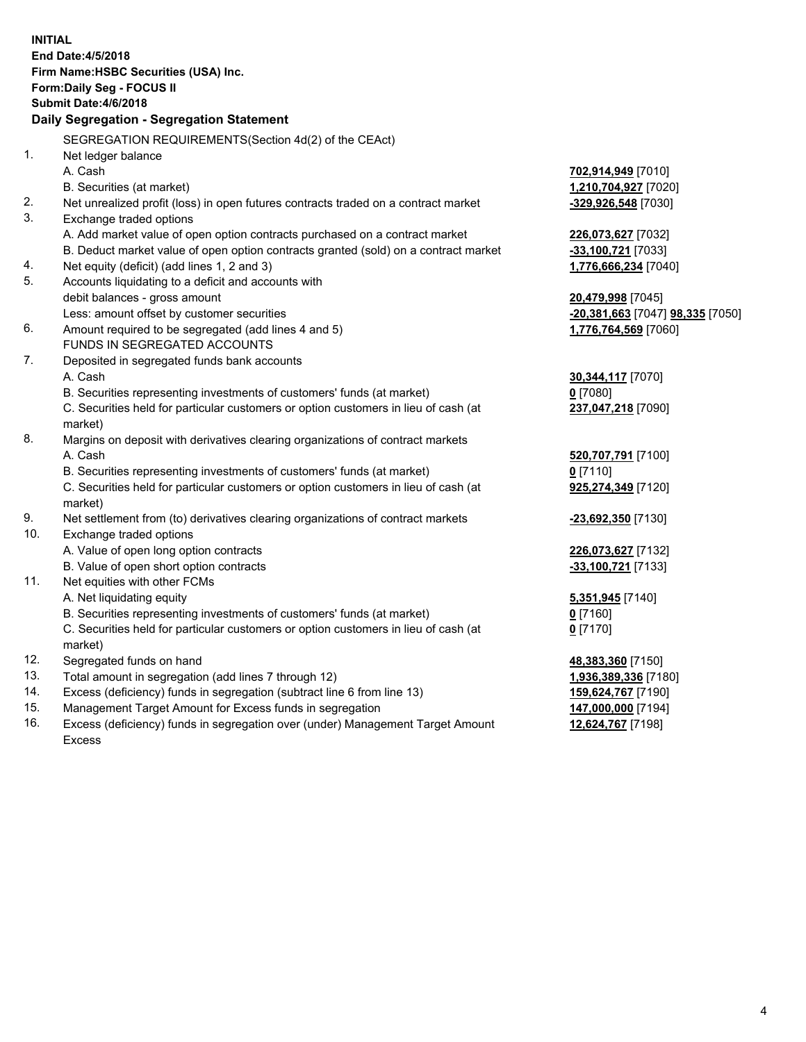**INITIAL**
**End Date:4/5/2018**
**Firm Name:HSBC Securities (USA) Inc.**
**Form:Daily Seg - FOCUS II**
**Submit Date:4/6/2018**

**Daily Segregation - Segregation Statement**

SEGREGATION REQUIREMENTS(Section 4d(2) of the CEAct)

| | | |
|---|---|---|
| 1. | Net ledger balance | |
| | A. Cash | **702,914,949** [7010] |
| | B. Securities (at market) | **1,210,704,927** [7020] |
| 2. | Net unrealized profit (loss) in open futures contracts traded on a contract market | **-329,926,548** [7030] |
| 3. | Exchange traded options | |
| | A. Add market value of open option contracts purchased on a contract market | **226,073,627** [7032] |
| | B. Deduct market value of open option contracts granted (sold) on a contract market | **-33,100,721** [7033] |
| 4. | Net equity (deficit) (add lines 1, 2 and 3) | **1,776,666,234** [7040] |
| 5. | Accounts liquidating to a deficit and accounts with debit balances - gross amount | **20,479,998** [7045] |
| | Less: amount offset by customer securities | **-20,381,663** [7047] **98,335** [7050] |
| 6. | Amount required to be segregated (add lines 4 and 5) | **1,776,764,569** [7060] |
| | FUNDS IN SEGREGATED ACCOUNTS | |
| 7. | Deposited in segregated funds bank accounts | |
| | A. Cash | **30,344,117** [7070] |
| | B. Securities representing investments of customers' funds (at market) | **0** [7080] |
| | C. Securities held for particular customers or option customers in lieu of cash (at market) | **237,047,218** [7090] |
| 8. | Margins on deposit with derivatives clearing organizations of contract markets | |
| | A. Cash | **520,707,791** [7100] |
| | B. Securities representing investments of customers' funds (at market) | **0** [7110] |
| | C. Securities held for particular customers or option customers in lieu of cash (at market) | **925,274,349** [7120] |
| 9. | Net settlement from (to) derivatives clearing organizations of contract markets | **-23,692,350** [7130] |
| 10. | Exchange traded options | |
| | A. Value of open long option contracts | **226,073,627** [7132] |
| | B. Value of open short option contracts | **-33,100,721** [7133] |
| 11. | Net equities with other FCMs | |
| | A. Net liquidating equity | **5,351,945** [7140] |
| | B. Securities representing investments of customers' funds (at market) | **0** [7160] |
| | C. Securities held for particular customers or option customers in lieu of cash (at market) | **0** [7170] |
| 12. | Segregated funds on hand | **48,383,360** [7150] |
| 13. | Total amount in segregation (add lines 7 through 12) | **1,936,389,336** [7180] |
| 14. | Excess (deficiency) funds in segregation (subtract line 6 from line 13) | **159,624,767** [7190] |
| 15. | Management Target Amount for Excess funds in segregation | **147,000,000** [7194] |
| 16. | Excess (deficiency) funds in segregation over (under) Management Target Amount Excess | **12,624,767** [7198] |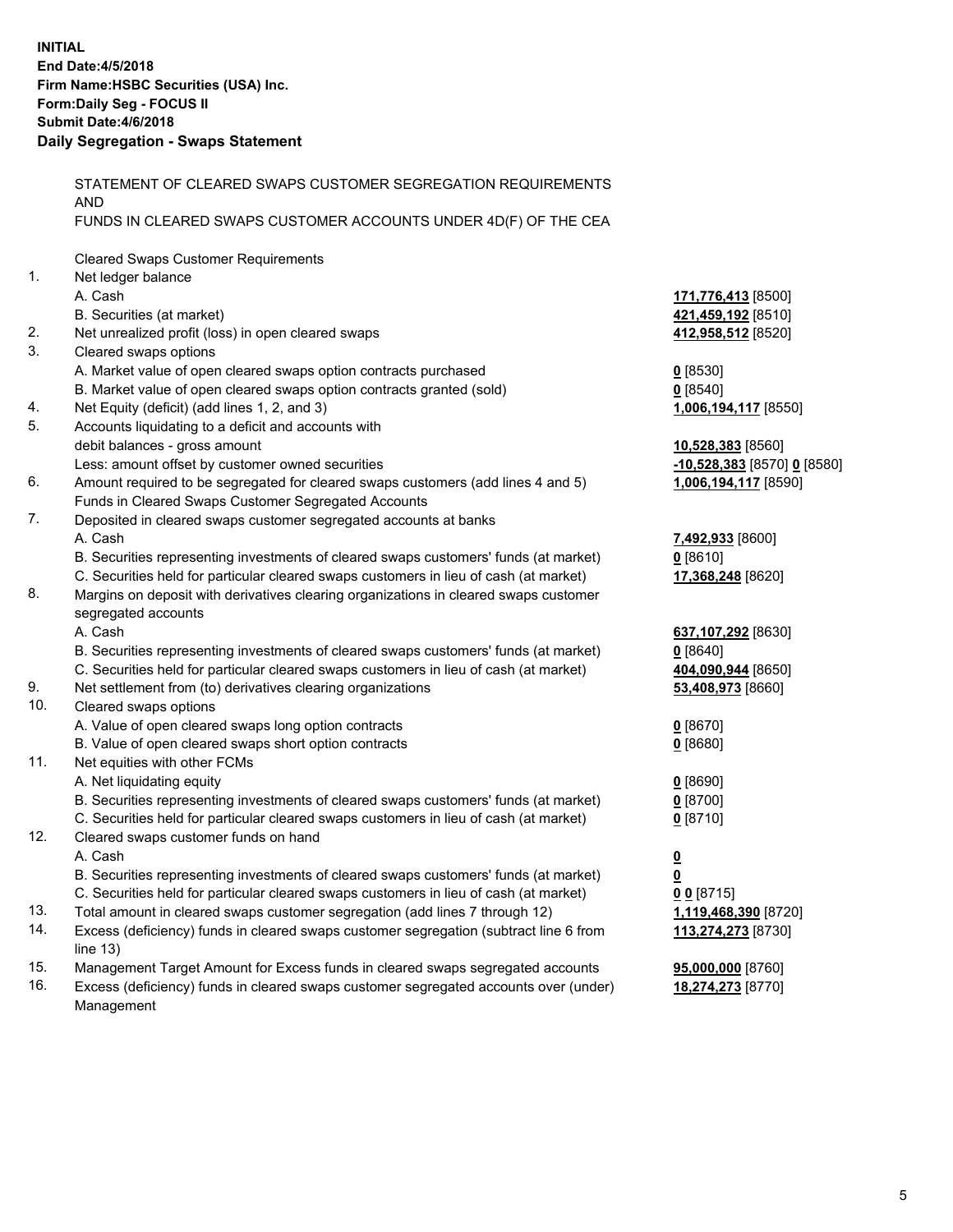**INITIAL**
**End Date:4/5/2018**
**Firm Name:HSBC Securities (USA) Inc.**
**Form:Daily Seg - FOCUS II**
**Submit Date:4/6/2018**
**Daily Segregation - Swaps Statement**

STATEMENT OF CLEARED SWAPS CUSTOMER SEGREGATION REQUIREMENTS AND FUNDS IN CLEARED SWAPS CUSTOMER ACCOUNTS UNDER 4D(F) OF THE CEA

| | | |
|---|---|---|
| | Cleared Swaps Customer Requirements | |
| 1. | Net ledger balance | |
| | A. Cash | **171,776,413** [8500] |
| | B. Securities (at market) | **421,459,192** [8510] |
| 2. | Net unrealized profit (loss) in open cleared swaps | **412,958,512** [8520] |
| 3. | Cleared swaps options | |
| | A. Market value of open cleared swaps option contracts purchased | **0** [8530] |
| | B. Market value of open cleared swaps option contracts granted (sold) | **0** [8540] |
| 4. | Net Equity (deficit) (add lines 1, 2, and 3) | **1,006,194,117** [8550] |
| 5. | Accounts liquidating to a deficit and accounts with | |
| | debit balances - gross amount | **10,528,383** [8560] |
| | Less: amount offset by customer owned securities | **-10,528,383** [8570] **0** [8580] |
| 6. | Amount required to be segregated for cleared swaps customers (add lines 4 and 5) | **1,006,194,117** [8590] |
| | Funds in Cleared Swaps Customer Segregated Accounts | |
| 7. | Deposited in cleared swaps customer segregated accounts at banks | |
| | A. Cash | **7,492,933** [8600] |
| | B. Securities representing investments of cleared swaps customers' funds (at market) | **0** [8610] |
| | C. Securities held for particular cleared swaps customers in lieu of cash (at market) | **17,368,248** [8620] |
| 8. | Margins on deposit with derivatives clearing organizations in cleared swaps customer segregated accounts | |
| | A. Cash | **637,107,292** [8630] |
| | B. Securities representing investments of cleared swaps customers' funds (at market) | **0** [8640] |
| | C. Securities held for particular cleared swaps customers in lieu of cash (at market) | **404,090,944** [8650] |
| 9. | Net settlement from (to) derivatives clearing organizations | **53,408,973** [8660] |
| 10. | Cleared swaps options | |
| | A. Value of open cleared swaps long option contracts | **0** [8670] |
| | B. Value of open cleared swaps short option contracts | **0** [8680] |
| 11. | Net equities with other FCMs | |
| | A. Net liquidating equity | **0** [8690] |
| | B. Securities representing investments of cleared swaps customers' funds (at market) | **0** [8700] |
| | C. Securities held for particular cleared swaps customers in lieu of cash (at market) | **0** [8710] |
| 12. | Cleared swaps customer funds on hand | |
| | A. Cash | **0** |
| | B. Securities representing investments of cleared swaps customers' funds (at market) | **0** |
| | C. Securities held for particular cleared swaps customers in lieu of cash (at market) | **0** **0** [8715] |
| 13. | Total amount in cleared swaps customer segregation (add lines 7 through 12) | **1,119,468,390** [8720] |
| 14. | Excess (deficiency) funds in cleared swaps customer segregation (subtract line 6 from line 13) | **113,274,273** [8730] |
| 15. | Management Target Amount for Excess funds in cleared swaps segregated accounts | **95,000,000** [8760] |
| 16. | Excess (deficiency) funds in cleared swaps customer segregated accounts over (under) Management | **18,274,273** [8770] |